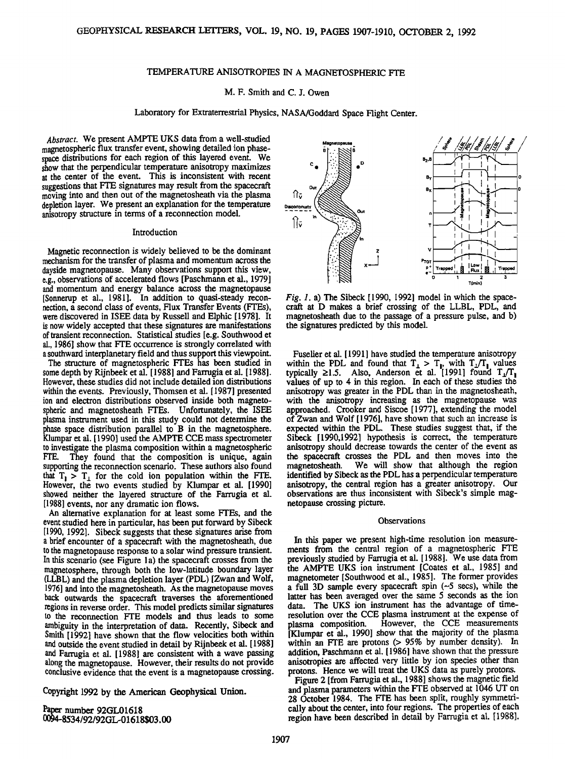# TEMPERATURE ANISOTROPIES IN A MAGNETOSPHERIC FTE

M. F. Smith and C. J. Owen

Laboratory for Extraterrestrial Physics, NASA/Goddard Space Flight Center.

*Abstract.* We present AMPTE UKS data from a well-studied magnetospheric flux transfer event, showing detailed ion phase-space distributions for each region of this layered event. We show that the perpendicular temperature anisotropy maximizes at the center of the event. This is inconsistent with recent suggestions that FTE signatures may result from the spacecraft moving into and then out of the magnetosheath via the plasma depletion layer. We present an explanation for the temperature anisotropy structure in terms of a reconnection model.

## Introduction

Magnetic reconnection is widely believed to be the dominant mechanism for the transfer of plasma and momentum across the dayside magnetopause. Many observations support this view, e.g., observations of accelerated flows [Paschmann et al., 1979] and momentum and energy balance across the magnetopause [Sonnerup et al., 1981]. In addition to quasi-steady reconnection, a second class of events, Flux Transfer Events (FTEs), were discovered in ISEE data by Russell and Elphic [1978]. It is now widely accepted that these signatures are manifestations of transient reconnection. Statistical studies [e.g. Southwood et al., 1986] show that FTE occurrence is strongly correlated with a southward interplanetary field and thus support this viewpoint.

The structure of magnetospheric FTEs has been studied in some depth by Rijnbeek et al. [1988] and Farrugia et al. [1988]. However, these studies did not include detailed ion distributions within the events. Previously, Thomsen et al. [1987] presented ion and electron distributions observed inside both magnetospheric and magnetosheath FTEs. Unfortunately, the ISEE plasma instrument used in this study could not determine the phase space distribution parallel to B in the magnetosphere. Klumpar et al. [1990] used the AMPTE CCE mass spectrometer to investigate the plasma composition within a magnetospheric FTE. They found that the composition is unique, again supporting the reconnection scenario. These authors also found that $T_\parallel > T_\perp$ for the cold ion population within the FTE. However, the two events studied by Klumpar et al. [1990] showed neither the layered structure of the Farrugia et al. [1988] events, nor any dramatic ion flows.

An alternative explanation for at least some FTEs, and the event studied here in particular, has been put forward by Sibeck [1990, 1992]. Sibeck suggests that these signatures arise from a brief encounter of a spacecraft with the magnetosheath, due to the magnetopause response to a solar wind pressure transient. In this scenario (see Figure 1a) the spacecraft crosses from the magnetosphere, through both the low-latitude boundary layer (LLBL) and the plasma depletion layer (PDL) [Zwan and Wolf, 1976] and into the magnetosheath. As the magnetopause moves back outwards the spacecraft traverses the aforementioned regions in reverse order. This model predicts similar signatures to the reconnection FTE models and thus leads to some ambiguity in the interpretation of data. Recently, Sibeck and Smith [1992] have shown that the flow velocities both within and outside the event studied in detail by Rijnbeek et al. [1988] and Farrugia et al. [1988] are consistent with a wave passing along the magnetopause. However, their results do not provide conclusive evidence that the event is a magnetopause crossing.

Copyright 1992 by the American Geophysical Union.

Paper number 92GL01618
0094-8534/92/92GL-01618$03.00

*Fig. 1.* a) The Sibeck [1990, 1992] model in which the spacecraft at D makes a brief crossing of the LLBL, PDL, and magnetosheath due to the passage of a pressure pulse, and b) the signatures predicted by this model.

Fuselier et al. [1991] have studied the temperature anisotropy within the PDL and found that $T_\perp > T_\parallel$, with $T_\perp/T_\parallel$ values typically $\geq 1.5$. Also, Anderson et al. [1991] found $T_\perp/T_\parallel$ values of up to 4 in this region. In each of these studies the anisotropy was greater in the PDL than in the magnetosheath, with the anisotropy increasing as the magnetopause was approached. Crooker and Siscoe [1977], extending the model of Zwan and Wolf [1976], have shown that such an increase is expected within the PDL. These studies suggest that, if the Sibeck [1990,1992] hypothesis is correct, the temperature anisotropy should decrease towards the center of the event as the spacecraft crosses the PDL and then moves into the magnetosheath. We will show that although the region identified by Sibeck as the PDL has a perpendicular temperature anisotropy, the central region has a greater anisotropy. Our observations are thus inconsistent with Sibeck's simple magnetopause crossing picture.

## Observations

In this paper we present high-time resolution ion measurements from the central region of a magnetospheric FTE previously studied by Farrugia et al. [1988]. We use data from the AMPTE UKS ion instrument [Coates et al., 1985] and magnetometer [Southwood et al., 1985]. The former provides a full 3D sample every spacecraft spin (~5 secs), while the latter has been averaged over the same 5 seconds as the ion data. The UKS ion instrument has the advantage of time-resolution over the CCE plasma instrument at the expense of plasma composition. However, the CCE measurements [Klumpar et al., 1990] show that the majority of the plasma within an FTE are protons (> 95% by number density). In addition, Paschmann et al. [1986] have shown that the pressure anisotropies are affected very little by ion species other than protons. Hence we will treat the UKS data as purely protons.

Figure 2 [from Farrugia et al., 1988] shows the magnetic field and plasma parameters within the FTE observed at 1046 UT on 28 October 1984. The FTE has been split, roughly symmetrically about the center, into four regions. The properties of each region have been described in detail by Farrugia et al. [1988].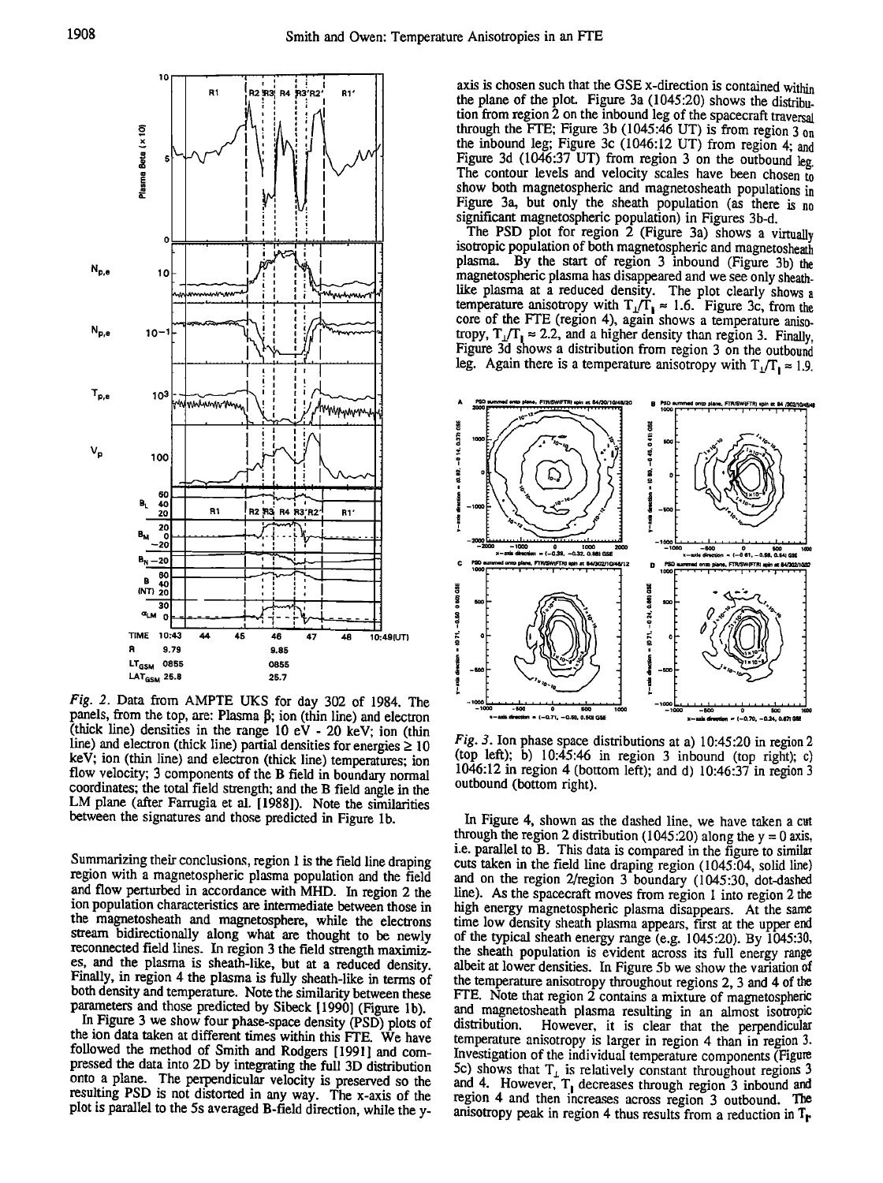*Fig. 2.* Data from AMPTE UKS for day 302 of 1984. The panels, from the top, are: Plasma β; ion (thin line) and electron (thick line) densities in the range 10 eV - 20 keV; ion (thin line) and electron (thick line) partial densities for energies ≥ 10 keV; ion (thin line) and electron (thick line) temperatures; ion flow velocity; 3 components of the B field in boundary normal coordinates; the total field strength; and the B field angle in the LM plane (after Farrugia et al. [1988]). Note the similarities between the signatures and those predicted in Figure 1b.

Summarizing their conclusions, region 1 is the field line draping region with a magnetospheric plasma population and the field and flow perturbed in accordance with MHD. In region 2 the ion population characteristics are intermediate between those in the magnetosheath and magnetosphere, while the electrons stream bidirectionally along what are thought to be newly reconnected field lines. In region 3 the field strength maximizes, and the plasma is sheath-like, but at a reduced density. Finally, in region 4 the plasma is fully sheath-like in terms of both density and temperature. Note the similarity between these parameters and those predicted by Sibeck [1990] (Figure 1b).

In Figure 3 we show four phase-space density (PSD) plots of the ion data taken at different times within this FTE. We have followed the method of Smith and Rodgers [1991] and compressed the data into 2D by integrating the full 3D distribution onto a plane. The perpendicular velocity is preserved so the resulting PSD is not distorted in any way. The x-axis of the plot is parallel to the 5s averaged B-field direction, while the y-axis is chosen such that the GSE x-direction is contained within the plane of the plot. Figure 3a (1045:20) shows the distribution from region 2 on the inbound leg of the spacecraft traversal through the FTE; Figure 3b (1045:46 UT) is from region 3 on the inbound leg; Figure 3c (1046:12 UT) from region 4; and Figure 3d (1046:37 UT) from region 3 on the outbound leg. The contour levels and velocity scales have been chosen to show both magnetospheric and magnetosheath populations in Figure 3a, but only the sheath population (as there is no significant magnetospheric population) in Figures 3b-d.

The PSD plot for region 2 (Figure 3a) shows a virtually isotropic population of both magnetospheric and magnetosheath plasma. By the start of region 3 inbound (Figure 3b) the magnetospheric plasma has disappeared and we see only sheath-like plasma at a reduced density. The plot clearly shows a temperature anisotropy with $T_\perp/T_\parallel \approx 1.6$. Figure 3c, from the core of the FTE (region 4), again shows a temperature anisotropy, $T_\perp/T_\parallel \approx 2.2$, and a higher density than region 3. Finally, Figure 3d shows a distribution from region 3 on the outbound leg. Again there is a temperature anisotropy with $T_\perp/T_\parallel \approx 1.9$.

*Fig. 3.* Ion phase space distributions at a) 10:45:20 in region 2 (top left); b) 10:45:46 in region 3 inbound (top right); c) 1046:12 in region 4 (bottom left); and d) 10:46:37 in region 3 outbound (bottom right).

In Figure 4, shown as the dashed line, we have taken a cut through the region 2 distribution (1045:20) along the y = 0 axis, i.e. parallel to B. This data is compared in the figure to similar cuts taken in the field line draping region (1045:04, solid line) and on the region 2/region 3 boundary (1045:30, dot-dashed line). As the spacecraft moves from region 1 into region 2 the high energy magnetospheric plasma disappears. At the same time low density sheath plasma appears, first at the upper end of the typical sheath energy range (e.g. 1045:20). By 1045:30, the sheath population is evident across its full energy range albeit at lower densities. In Figure 5b we show the variation of the temperature anisotropy throughout regions 2, 3 and 4 of the FTE. Note that region 2 contains a mixture of magnetospheric and magnetosheath plasma resulting in an almost isotropic distribution. However, it is clear that the perpendicular temperature anisotropy is larger in region 4 than in region 3. Investigation of the individual temperature components (Figure 5c) shows that $T_\perp$ is relatively constant throughout regions 3 and 4. However, $T_\parallel$ decreases through region 3 inbound and region 4 and then increases across region 3 outbound. The anisotropy peak in region 4 thus results from a reduction in $T_\parallel$.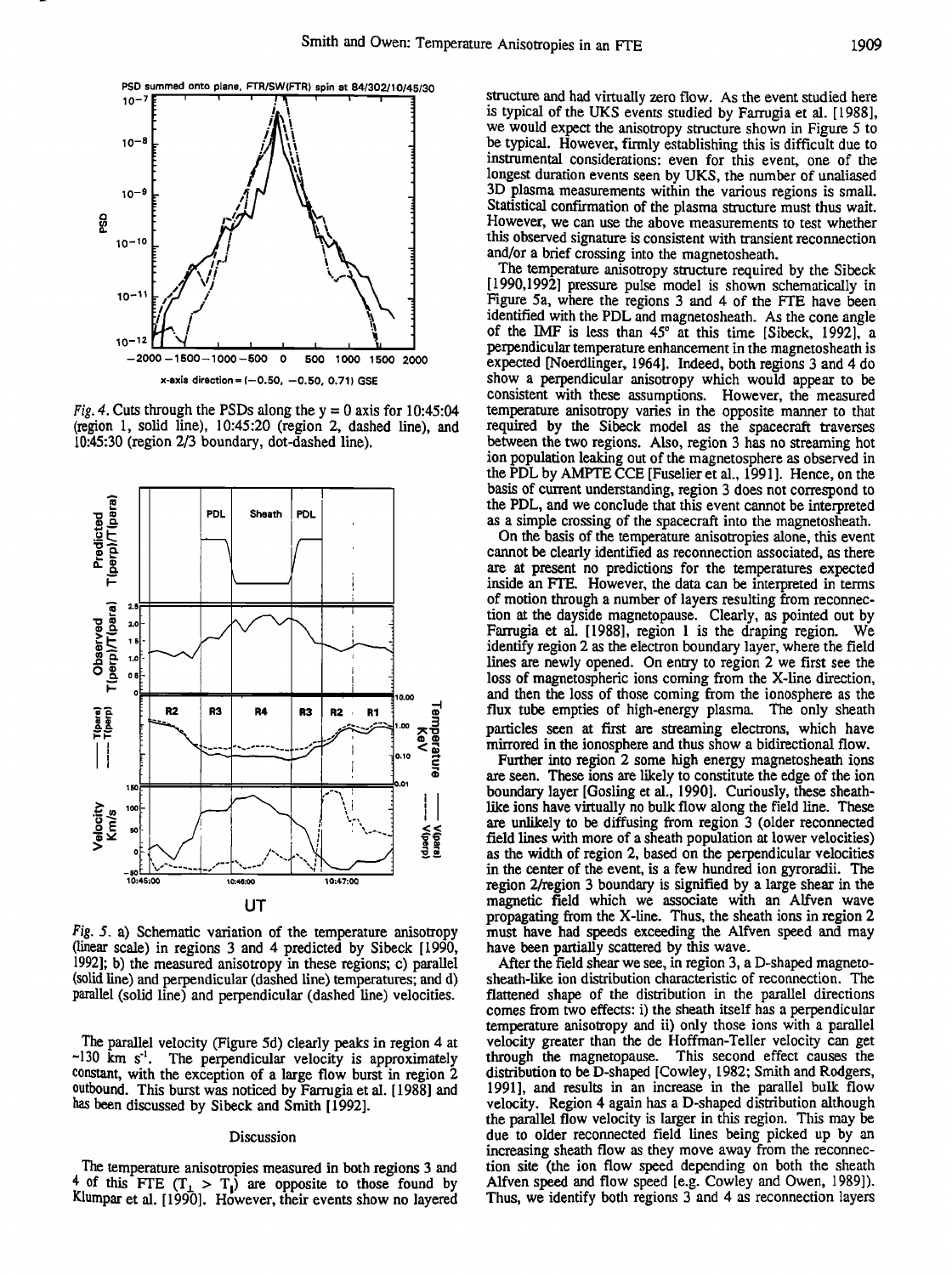*Fig. 4.* Cuts through the PSDs along the y = 0 axis for 10:45:04 (region 1, solid line), 10:45:20 (region 2, dashed line), and 10:45:30 (region 2/3 boundary, dot-dashed line).

*Fig. 5.* a) Schematic variation of the temperature anisotropy (linear scale) in regions 3 and 4 predicted by Sibeck [1990, 1992]; b) the measured anisotropy in these regions; c) parallel (solid line) and perpendicular (dashed line) temperatures; and d) parallel (solid line) and perpendicular (dashed line) velocities.

The parallel velocity (Figure 5d) clearly peaks in region 4 at ~130 km s$^{-1}$. The perpendicular velocity is approximately constant, with the exception of a large flow burst in region 2 outbound. This burst was noticed by Farrugia et al. [1988] and has been discussed by Sibeck and Smith [1992].

## Discussion

The temperature anisotropies measured in both regions 3 and 4 of this FTE ($T_\perp > T_\parallel$) are opposite to those found by Klumpar et al. [1990]. However, their events show no layered structure and had virtually zero flow. As the event studied here is typical of the UKS events studied by Farrugia et al. [1988], we would expect the anisotropy structure shown in Figure 5 to be typical. However, firmly establishing this is difficult due to instrumental considerations: even for this event, one of the longest duration events seen by UKS, the number of unaliased 3D plasma measurements within the various regions is small. Statistical confirmation of the plasma structure must thus wait. However, we can use the above measurements to test whether this observed signature is consistent with transient reconnection and/or a brief crossing into the magnetosheath.

The temperature anisotropy structure required by the Sibeck [1990,1992] pressure pulse model is shown schematically in Figure 5a, where the regions 3 and 4 of the FTE have been identified with the PDL and magnetosheath. As the cone angle of the IMF is less than 45° at this time [Sibeck, 1992], a perpendicular temperature enhancement in the magnetosheath is expected [Noerdlinger, 1964]. Indeed, both regions 3 and 4 do show a perpendicular anisotropy which would appear to be consistent with these assumptions. However, the measured temperature anisotropy varies in the opposite manner to that required by the Sibeck model as the spacecraft traverses between the two regions. Also, region 3 has no streaming hot ion population leaking out of the magnetosphere as observed in the PDL by AMPTE CCE [Fuselier et al., 1991]. Hence, on the basis of current understanding, region 3 does not correspond to the PDL, and we conclude that this event cannot be interpreted as a simple crossing of the spacecraft into the magnetosheath.

On the basis of the temperature anisotropies alone, this event cannot be clearly identified as reconnection associated, as there are at present no predictions for the temperatures expected inside an FTE. However, the data can be interpreted in terms of motion through a number of layers resulting from reconnection at the dayside magnetopause. Clearly, as pointed out by Farrugia et al. [1988], region 1 is the draping region. We identify region 2 as the electron boundary layer, where the field lines are newly opened. On entry to region 2 we first see the loss of magnetospheric ions coming from the X-line direction, and then the loss of those coming from the ionosphere as the flux tube empties of high-energy plasma. The only sheath particles seen at first are streaming electrons, which have mirrored in the ionosphere and thus show a bidirectional flow.

Further into region 2 some high energy magnetosheath ions are seen. These ions are likely to constitute the edge of the ion boundary layer [Gosling et al., 1990]. Curiously, these sheath-like ions have virtually no bulk flow along the field line. These are unlikely to be diffusing from region 3 (older reconnected field lines with more of a sheath population at lower velocities) as the width of region 2, based on the perpendicular velocities in the center of the event, is a few hundred ion gyroradii. The region 2/region 3 boundary is signified by a large shear in the magnetic field which we associate with an Alfven wave propagating from the X-line. Thus, the sheath ions in region 2 must have had speeds exceeding the Alfven speed and may have been partially scattered by this wave.

After the field shear we see, in region 3, a D-shaped magnetosheath-like ion distribution characteristic of reconnection. The flattened shape of the distribution in the parallel directions comes from two effects: i) the sheath itself has a perpendicular temperature anisotropy and ii) only those ions with a parallel velocity greater than the de Hoffman-Teller velocity can get through the magnetopause. This second effect causes the distribution to be D-shaped [Cowley, 1982; Smith and Rodgers, 1991], and results in an increase in the parallel bulk flow velocity. Region 4 again has a D-shaped distribution although the parallel flow velocity is larger in this region. This may be due to older reconnected field lines being picked up by an increasing sheath flow as they move away from the reconnection site (the ion flow speed depending on both the sheath Alfven speed and flow speed [e.g. Cowley and Owen, 1989]). Thus, we identify both regions 3 and 4 as reconnection layers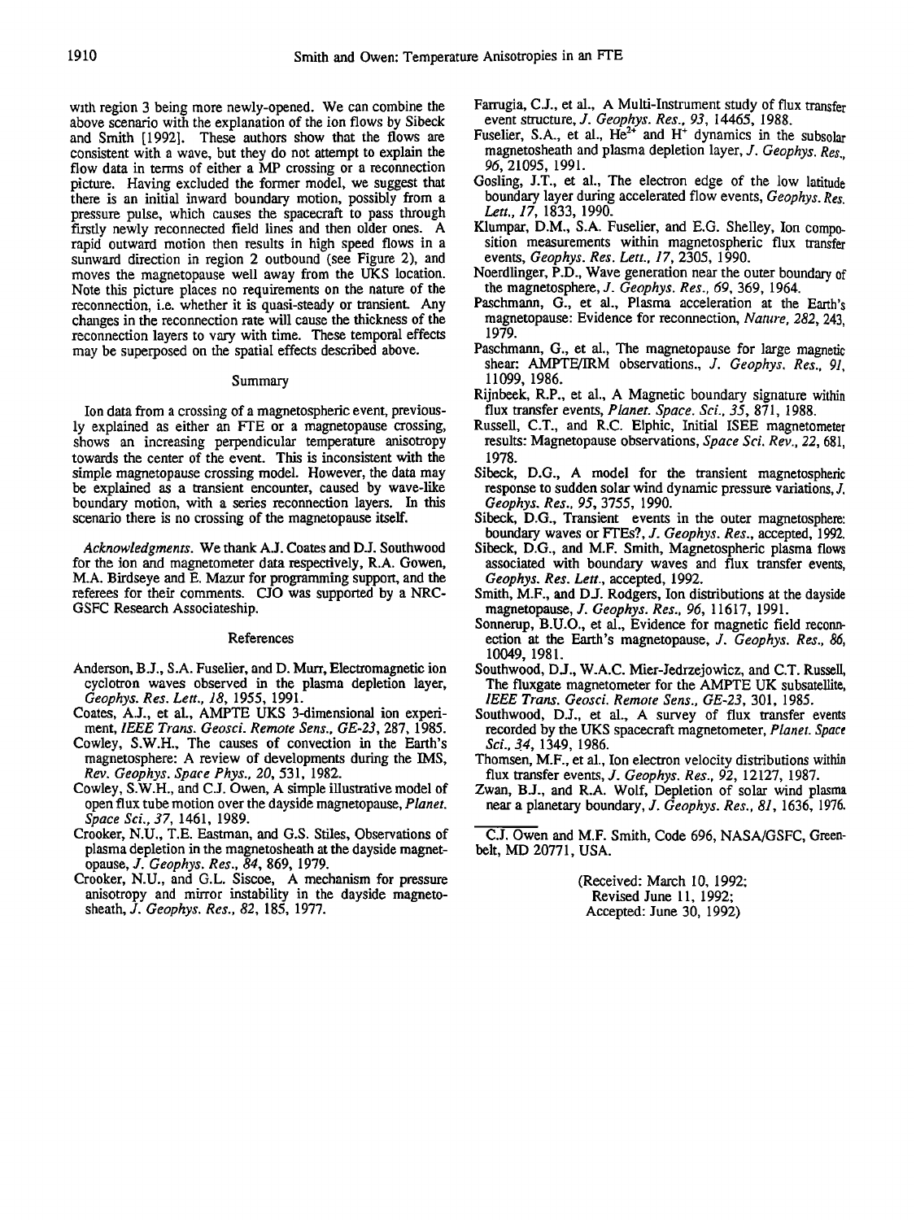with region 3 being more newly-opened. We can combine the above scenario with the explanation of the ion flows by Sibeck and Smith [1992]. These authors show that the flows are consistent with a wave, but they do not attempt to explain the flow data in terms of either a MP crossing or a reconnection picture. Having excluded the former model, we suggest that there is an initial inward boundary motion, possibly from a pressure pulse, which causes the spacecraft to pass through firstly newly reconnected field lines and then older ones. A rapid outward motion then results in high speed flows in a sunward direction in region 2 outbound (see Figure 2), and moves the magnetopause well away from the UKS location. Note this picture places no requirements on the nature of the reconnection, i.e. whether it is quasi-steady or transient. Any changes in the reconnection rate will cause the thickness of the reconnection layers to vary with time. These temporal effects may be superposed on the spatial effects described above.

## Summary

Ion data from a crossing of a magnetospheric event, previously explained as either an FTE or a magnetopause crossing, shows an increasing perpendicular temperature anisotropy towards the center of the event. This is inconsistent with the simple magnetopause crossing model. However, the data may be explained as a transient encounter, caused by wave-like boundary motion, with a series reconnection layers. In this scenario there is no crossing of the magnetopause itself.

*Acknowledgments.* We thank A.J. Coates and D.J. Southwood for the ion and magnetometer data respectively, R.A. Gowen, M.A. Birdseye and E. Mazur for programming support, and the referees for their comments. CJO was supported by a NRC-GSFC Research Associateship.

## References

Anderson, B.J., S.A. Fuselier, and D. Murr, Electromagnetic ion cyclotron waves observed in the plasma depletion layer, *Geophys. Res. Lett., 18,* 1955, 1991.

Coates, A.J., et al., AMPTE UKS 3-dimensional ion experiment, *IEEE Trans. Geosci. Remote Sens., GE-23,* 287, 1985.

Cowley, S.W.H., The causes of convection in the Earth's magnetosphere: A review of developments during the IMS, *Rev. Geophys. Space Phys., 20,* 531, 1982.

Cowley, S.W.H., and C.J. Owen, A simple illustrative model of open flux tube motion over the dayside magnetopause, *Planet. Space Sci., 37,* 1461, 1989.

Crooker, N.U., T.E. Eastman, and G.S. Stiles, Observations of plasma depletion in the magnetosheath at the dayside magnetopause, *J. Geophys. Res., 84,* 869, 1979.

Crooker, N.U., and G.L. Siscoe, A mechanism for pressure anisotropy and mirror instability in the dayside magnetosheath, *J. Geophys. Res., 82,* 185, 1977.

Farrugia, C.J., et al., A Multi-Instrument study of flux transfer event structure, *J. Geophys. Res., 93,* 14465, 1988.

Fuselier, S.A., et al., $He^{2+}$ and $H^+$ dynamics in the subsolar magnetosheath and plasma depletion layer, *J. Geophys. Res., 96,* 21095, 1991.

Gosling, J.T., et al., The electron edge of the low latitude boundary layer during accelerated flow events, *Geophys. Res. Lett., 17,* 1833, 1990.

Klumpar, D.M., S.A. Fuselier, and E.G. Shelley, Ion composition measurements within magnetospheric flux transfer events, *Geophys. Res. Lett., 17,* 2305, 1990.

Noerdlinger, P.D., Wave generation near the outer boundary of the magnetosphere, *J. Geophys. Res., 69,* 369, 1964.

Paschmann, G., et al., Plasma acceleration at the Earth's magnetopause: Evidence for reconnection, *Nature, 282,* 243, 1979.

Paschmann, G., et al., The magnetopause for large magnetic shear: AMPTE/IRM observations., *J. Geophys. Res., 91,* 11099, 1986.

Rijnbeek, R.P., et al., A Magnetic boundary signature within flux transfer events, *Planet. Space. Sci., 35,* 871, 1988.

Russell, C.T., and R.C. Elphic, Initial ISEE magnetometer results: Magnetopause observations, *Space Sci. Rev., 22,* 681, 1978.

Sibeck, D.G., A model for the transient magnetospheric response to sudden solar wind dynamic pressure variations, *J. Geophys. Res., 95,* 3755, 1990.

Sibeck, D.G., Transient events in the outer magnetosphere: boundary waves or FTEs?, *J. Geophys. Res.,* accepted, 1992.

Sibeck, D.G., and M.F. Smith, Magnetospheric plasma flows associated with boundary waves and flux transfer events, *Geophys. Res. Lett.,* accepted, 1992.

Smith, M.F., and D.J. Rodgers, Ion distributions at the dayside magnetopause, *J. Geophys. Res., 96,* 11617, 1991.

Sonnerup, B.U.O., et al., Evidence for magnetic field reconnection at the Earth's magnetopause, *J. Geophys. Res., 86,* 10049, 1981.

Southwood, D.J., W.A.C. Mier-Jedrzejowicz, and C.T. Russell, The fluxgate magnetometer for the AMPTE UK subsatellite, *IEEE Trans. Geosci. Remote Sens., GE-23,* 301, 1985.

Southwood, D.J., et al., A survey of flux transfer events recorded by the UKS spacecraft magnetometer, *Planet. Space Sci., 34,* 1349, 1986.

Thomsen, M.F., et al., Ion electron velocity distributions within flux transfer events, *J. Geophys. Res., 92,* 12127, 1987.

Zwan, B.J., and R.A. Wolf, Depletion of solar wind plasma near a planetary boundary, *J. Geophys. Res., 81,* 1636, 1976.

---

C.J. Owen and M.F. Smith, Code 696, NASA/GSFC, Greenbelt, MD 20771, USA.

(Received: March 10, 1992;
Revised June 11, 1992;
Accepted: June 30, 1992)